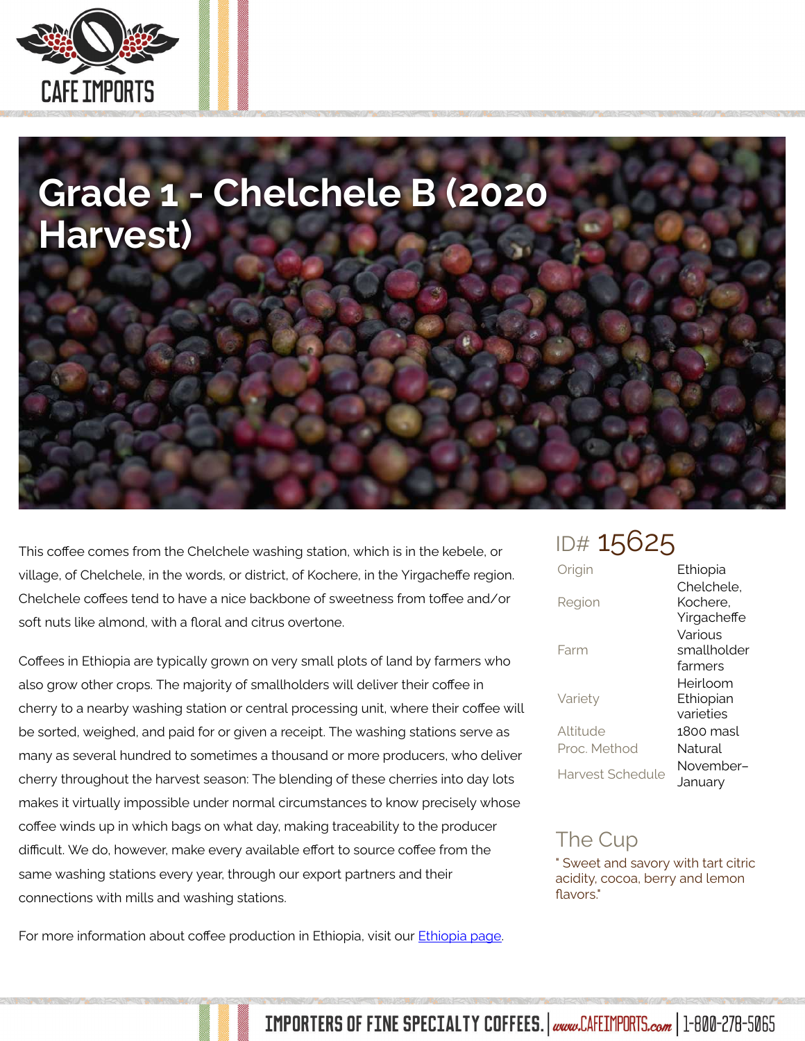# Grade 1 - Chelchele B (2020 Harvest)

This coffee comes from the Chelchele washing station, which is in the kebele, or village, of Chelchele, in the words, or district, of Kochere, in the Yirgacheffe region. Chelchele coffees tend to have a nice backbone of sweetness from toffee and/or soft nuts like almond, with a floral and citrus overtone.

Coffees in Ethiopia are typically grown on very small plots of land by farmers who also grow other crops. The majority of smallholders will deliver their coffee in cherry to a nearby washing station or central processing unit, where their coffee will be sorted, weighed, and paid for or given a receipt. The washing stations serve as many as several hundred to sometimes a thousand or more producers, who deliver cherry throughout the harvest season: The blending of these cherries into day lots makes it virtually impossible under normal circumstances to know precisely whose coffee winds up in which bags on what day, making traceability to the producer difficult. We do, however, make every available effort to source coffee from the same washing stations every year, through our export partners and their connections with mills and washing stations.

For more information about coffee production in Ethiopia, visit our [Ethiopia page](Ethiopia page).

## ID# 15625

| | |
|---|---|
| Origin | Ethiopia |
| Region | Chelchele, Kochere, Yirgacheffe |
| Farm | Various smallholder farmers |
| Variety | Heirloom Ethiopian varieties |
| Altitude | 1800 masl |
| Proc. Method | Natural |
| Harvest Schedule | November–January |

## The Cup

" Sweet and savory with tart citric acidity, cocoa, berry and lemon flavors."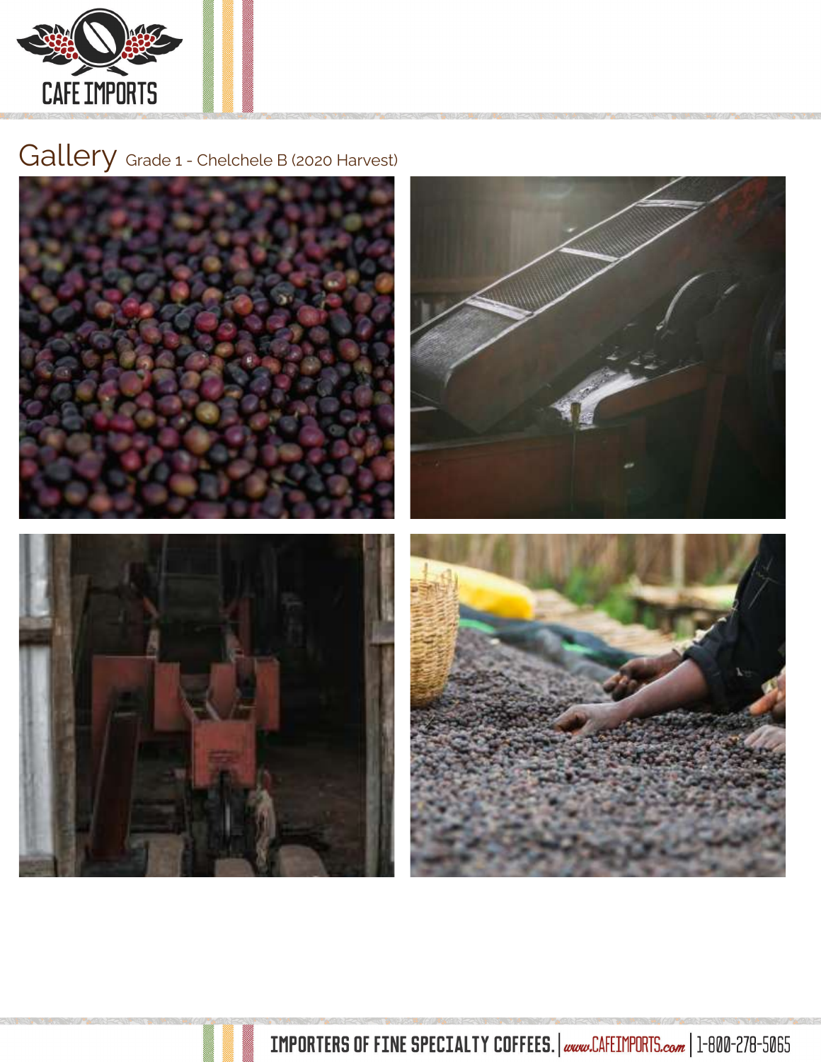# Gallery Grade 1 - Chelchele B (2020 Harvest)